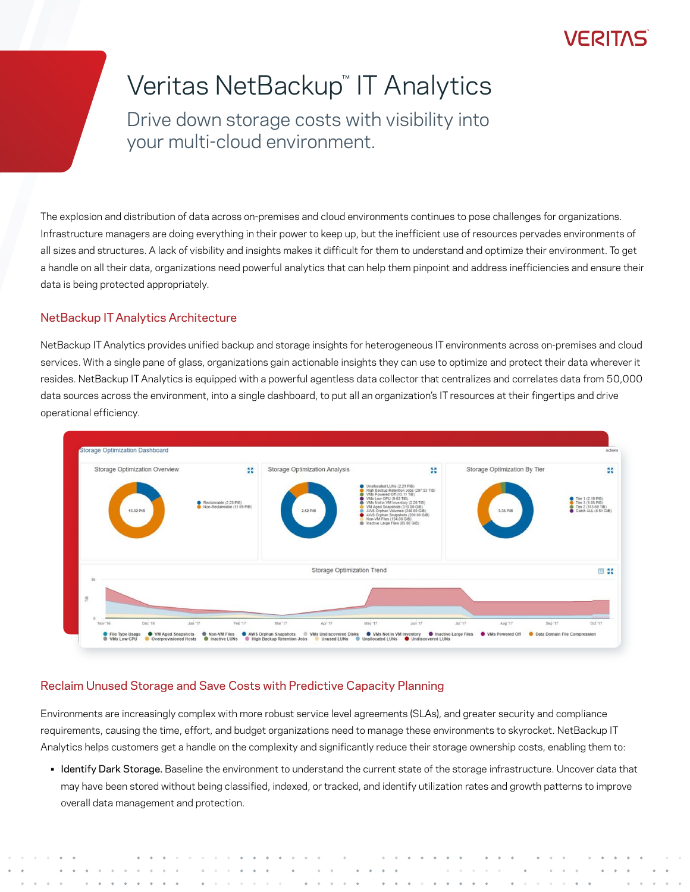# Veritas NetBackup™ IT Analytics

## Drive down storage costs with visibility into your multi-cloud environment.

The explosion and distribution of data across on-premises and cloud environments continues to pose challenges for organizations. Infrastructure managers are doing everything in their power to keep up, but the inefficient use of resources pervades environments of all sizes and structures. A lack of visbility and insights makes it difficult for them to understand and optimize their environment. To get a handle on all their data, organizations need powerful analytics that can help them pinpoint and address inefficiencies and ensure their data is being protected appropriately.

### NetBackup IT Analytics Architecture

NetBackup IT Analytics provides unified backup and storage insights for heterogeneous IT environments across on-premises and cloud services. With a single pane of glass, organizations gain actionable insights they can use to optimize and protect their data wherever it resides. NetBackup IT Analytics is equipped with a powerful agentless data collector that centralizes and correlates data from 50,000 data sources across the environment, into a single dashboard, to put all an organization's IT resources at their fingertips and drive operational efficiency.

### Reclaim Unused Storage and Save Costs with Predictive Capacity Planning

Environments are increasingly complex with more robust service level agreements (SLAs), and greater security and compliance requirements, causing the time, effort, and budget organizations need to manage these environments to skyrocket. NetBackup IT Analytics helps customers get a handle on the complexity and significantly reduce their storage ownership costs, enabling them to:

- **Identify Dark Storage.** Baseline the environment to understand the current state of the storage infrastructure. Uncover data that may have been stored without being classified, indexed, or tracked, and identify utilization rates and growth patterns to improve overall data management and protection.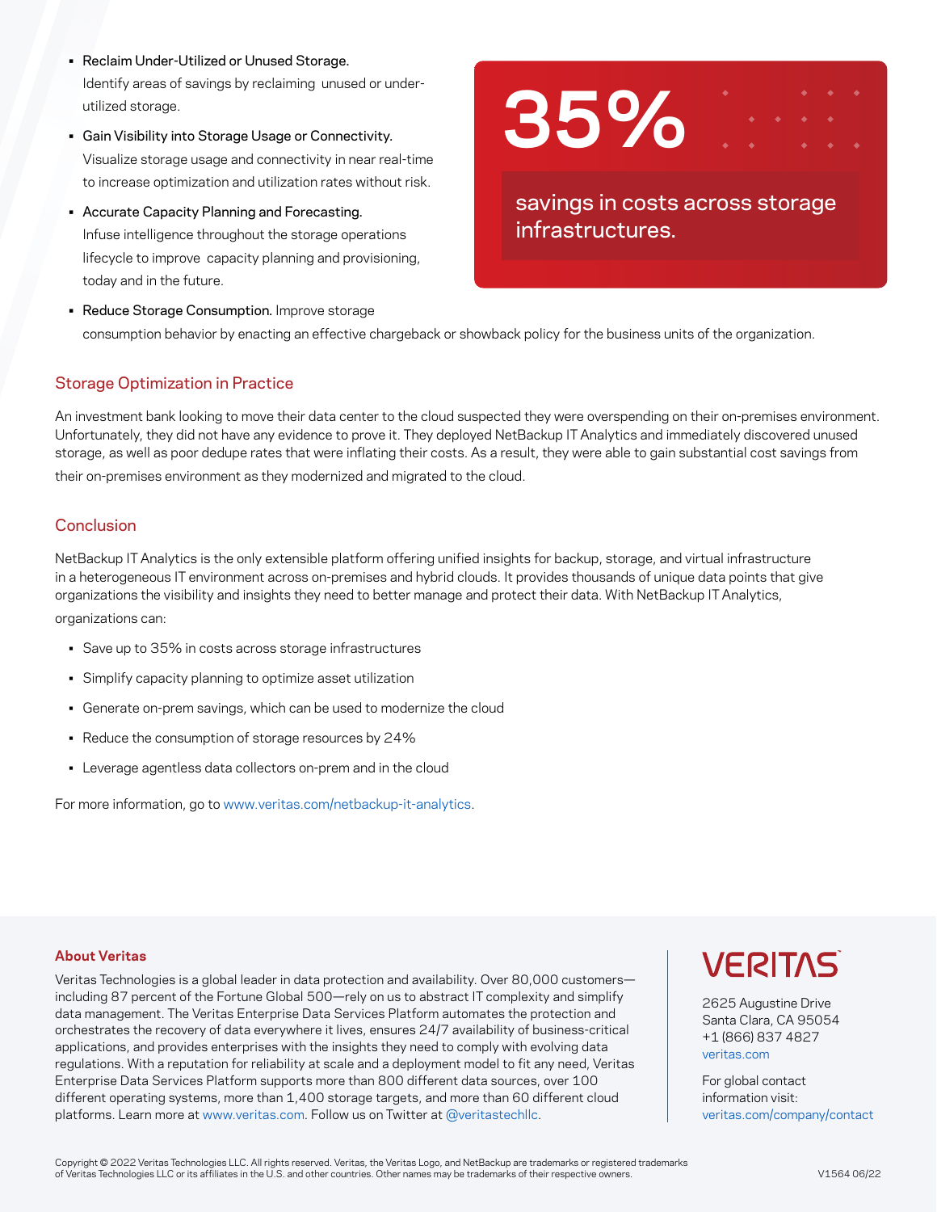- **Reclaim Under-Utilized or Unused Storage.** Identify areas of savings by reclaiming unused or under-utilized storage.
- **Gain Visibility into Storage Usage or Connectivity.** Visualize storage usage and connectivity in near real-time to increase optimization and utilization rates without risk.
- **Accurate Capacity Planning and Forecasting.** Infuse intelligence throughout the storage operations lifecycle to improve capacity planning and provisioning, today and in the future.
- **Reduce Storage Consumption.** Improve storage consumption behavior by enacting an effective chargeback or showback policy for the business units of the organization.

**35%**

savings in costs across storage infrastructures.

## Storage Optimization in Practice

An investment bank looking to move their data center to the cloud suspected they were overspending on their on-premises environment. Unfortunately, they did not have any evidence to prove it. They deployed NetBackup IT Analytics and immediately discovered unused storage, as well as poor dedupe rates that were inflating their costs. As a result, they were able to gain substantial cost savings from their on-premises environment as they modernized and migrated to the cloud.

## Conclusion

NetBackup IT Analytics is the only extensible platform offering unified insights for backup, storage, and virtual infrastructure in a heterogeneous IT environment across on-premises and hybrid clouds. It provides thousands of unique data points that give organizations the visibility and insights they need to better manage and protect their data. With NetBackup IT Analytics, organizations can:

- Save up to 35% in costs across storage infrastructures
- Simplify capacity planning to optimize asset utilization
- Generate on-prem savings, which can be used to modernize the cloud
- Reduce the consumption of storage resources by 24%
- Leverage agentless data collectors on-prem and in the cloud

For more information, go to www.veritas.com/netbackup-it-analytics.

### About Veritas

Veritas Technologies is a global leader in data protection and availability. Over 80,000 customers—including 87 percent of the Fortune Global 500—rely on us to abstract IT complexity and simplify data management. The Veritas Enterprise Data Services Platform automates the protection and orchestrates the recovery of data everywhere it lives, ensures 24/7 availability of business-critical applications, and provides enterprises with the insights they need to comply with evolving data regulations. With a reputation for reliability at scale and a deployment model to fit any need, Veritas Enterprise Data Services Platform supports more than 800 different data sources, over 100 different operating systems, more than 1,400 storage targets, and more than 60 different cloud platforms. Learn more at www.veritas.com. Follow us on Twitter at @veritastechllc.

VERITAS

2625 Augustine Drive
Santa Clara, CA 95054
+1 (866) 837 4827
veritas.com

For global contact information visit:
veritas.com/company/contact

Copyright © 2022 Veritas Technologies LLC. All rights reserved. Veritas, the Veritas Logo, and NetBackup are trademarks or registered trademarks of Veritas Technologies LLC or its affiliates in the U.S. and other countries. Other names may be trademarks of their respective owners.

V1564 06/22